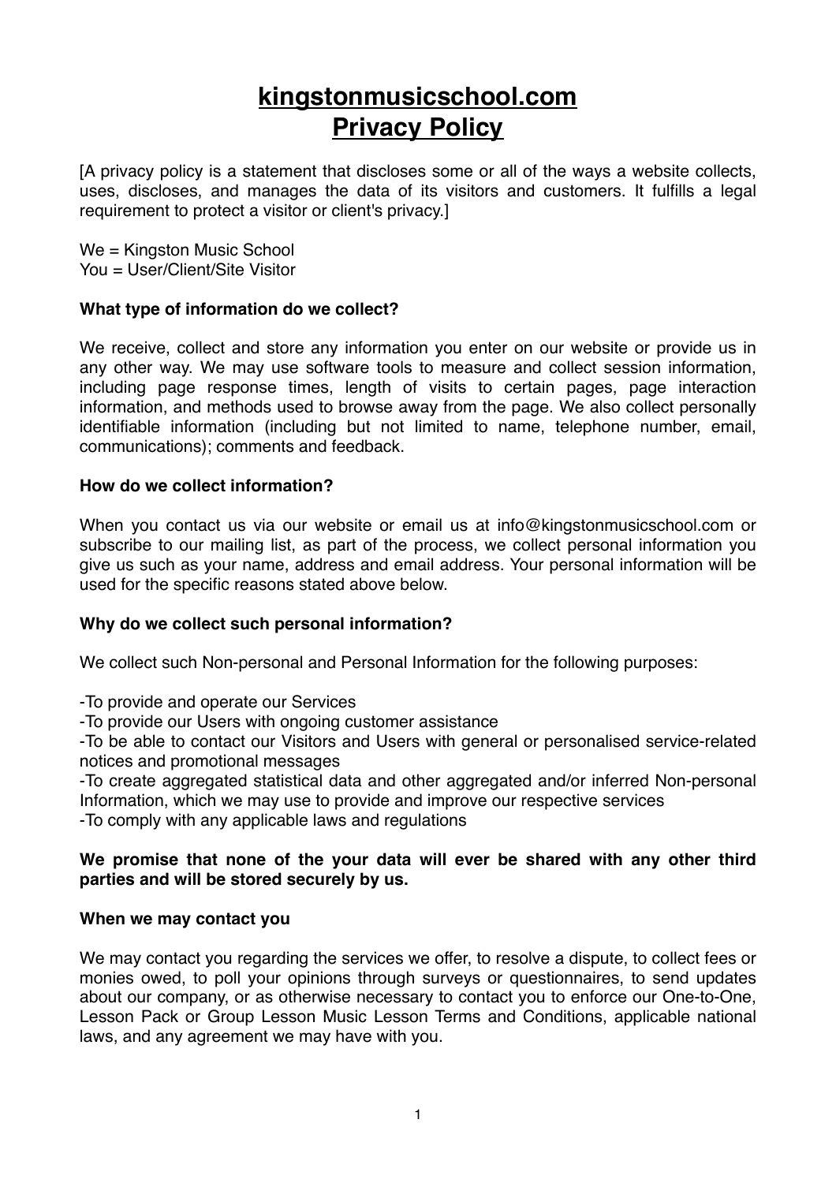# kingstonmusicschool.com
# Privacy Policy

[A privacy policy is a statement that discloses some or all of the ways a website collects, uses, discloses, and manages the data of its visitors and customers. It fulfills a legal requirement to protect a visitor or client's privacy.]

We = Kingston Music School
You = User/Client/Site Visitor

**What type of information do we collect?**

We receive, collect and store any information you enter on our website or provide us in any other way. We may use software tools to measure and collect session information, including page response times, length of visits to certain pages, page interaction information, and methods used to browse away from the page. We also collect personally identifiable information (including but not limited to name, telephone number, email, communications); comments and feedback.

**How do we collect information?**

When you contact us via our website or email us at info@kingstonmusicschool.com or subscribe to our mailing list, as part of the process, we collect personal information you give us such as your name, address and email address. Your personal information will be used for the specific reasons stated above below.

**Why do we collect such personal information?**

We collect such Non-personal and Personal Information for the following purposes:

-To provide and operate our Services
-To provide our Users with ongoing customer assistance
-To be able to contact our Visitors and Users with general or personalised service-related notices and promotional messages
-To create aggregated statistical data and other aggregated and/or inferred Non-personal Information, which we may use to provide and improve our respective services
-To comply with any applicable laws and regulations

**We promise that none of the your data will ever be shared with any other third parties and will be stored securely by us.**

**When we may contact you**

We may contact you regarding the services we offer, to resolve a dispute, to collect fees or monies owed, to poll your opinions through surveys or questionnaires, to send updates about our company, or as otherwise necessary to contact you to enforce our One-to-One, Lesson Pack or Group Lesson Music Lesson Terms and Conditions, applicable national laws, and any agreement we may have with you.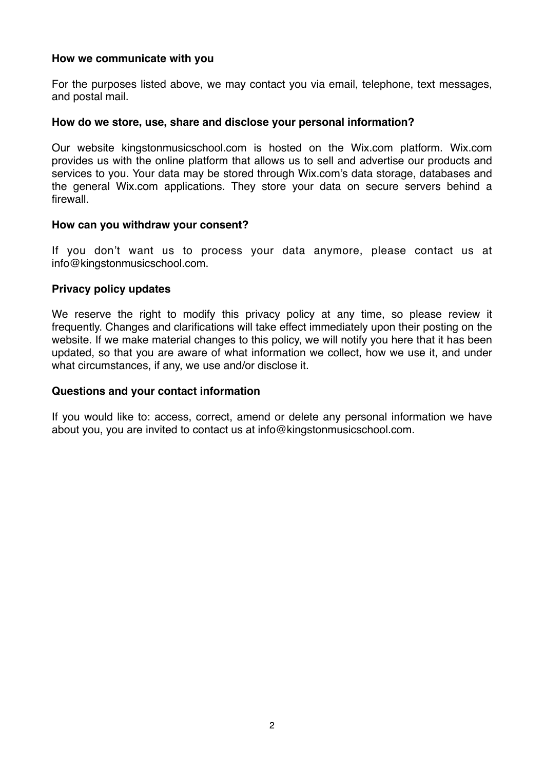**How we communicate with you**

For the purposes listed above, we may contact you via email, telephone, text messages, and postal mail.

**How do we store, use, share and disclose your personal information?**

Our website kingstonmusicschool.com is hosted on the Wix.com platform. Wix.com provides us with the online platform that allows us to sell and advertise our products and services to you. Your data may be stored through Wix.com's data storage, databases and the general Wix.com applications. They store your data on secure servers behind a firewall.

**How can you withdraw your consent?**

If you don't want us to process your data anymore, please contact us at info@kingstonmusicschool.com.

**Privacy policy updates**

We reserve the right to modify this privacy policy at any time, so please review it frequently. Changes and clarifications will take effect immediately upon their posting on the website. If we make material changes to this policy, we will notify you here that it has been updated, so that you are aware of what information we collect, how we use it, and under what circumstances, if any, we use and/or disclose it.

**Questions and your contact information**

If you would like to: access, correct, amend or delete any personal information we have about you, you are invited to contact us at info@kingstonmusicschool.com.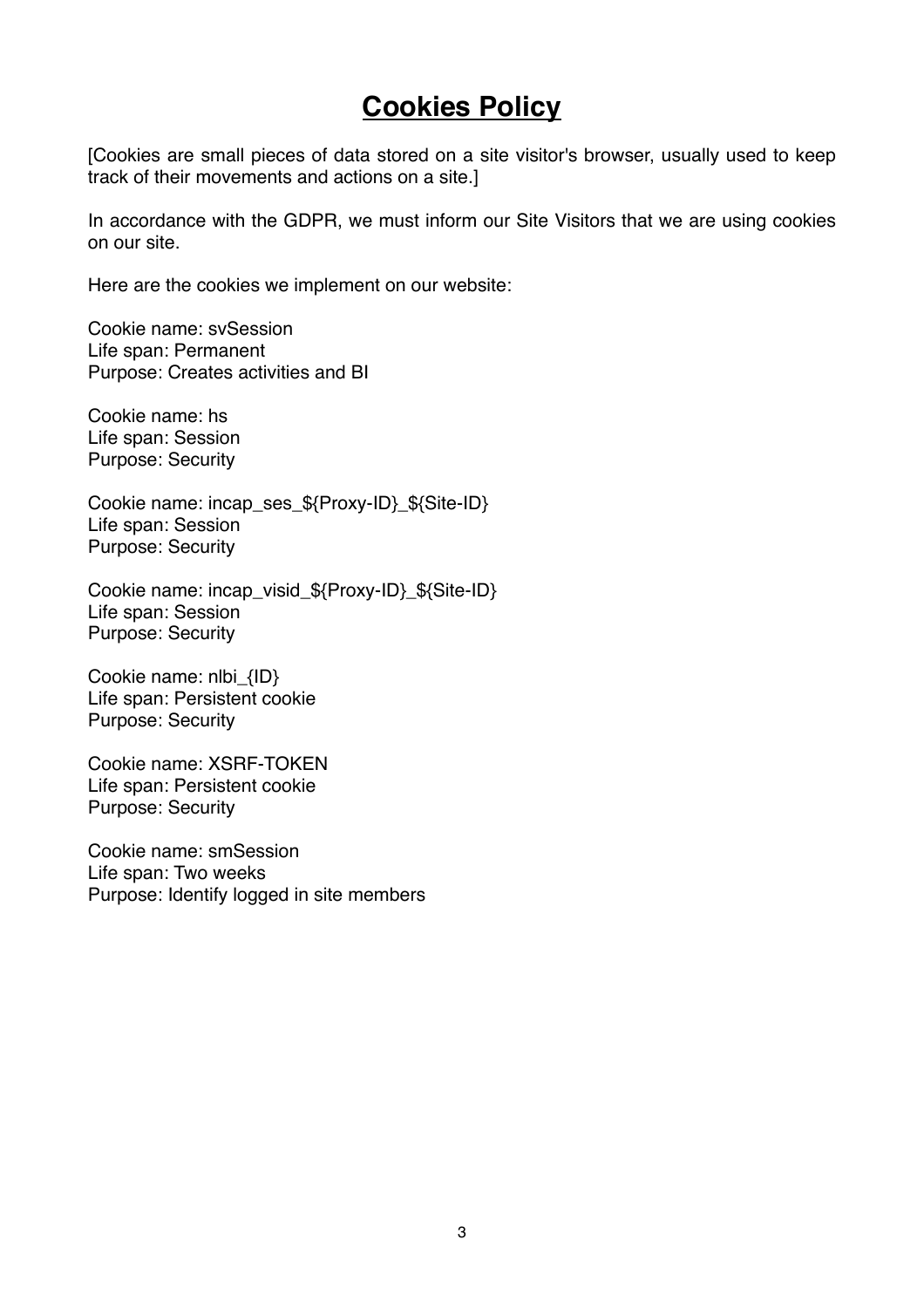# Cookies Policy

[Cookies are small pieces of data stored on a site visitor's browser, usually used to keep track of their movements and actions on a site.]

In accordance with the GDPR, we must inform our Site Visitors that we are using cookies on our site.

Here are the cookies we implement on our website:

Cookie name: svSession
Life span: Permanent
Purpose: Creates activities and BI

Cookie name: hs
Life span: Session
Purpose: Security

Cookie name: incap_ses_${Proxy-ID}_${Site-ID}
Life span: Session
Purpose: Security

Cookie name: incap_visid_${Proxy-ID}_${Site-ID}
Life span: Session
Purpose: Security

Cookie name: nlbi_{ID}
Life span: Persistent cookie
Purpose: Security

Cookie name: XSRF-TOKEN
Life span: Persistent cookie
Purpose: Security

Cookie name: smSession
Life span: Two weeks
Purpose: Identify logged in site members